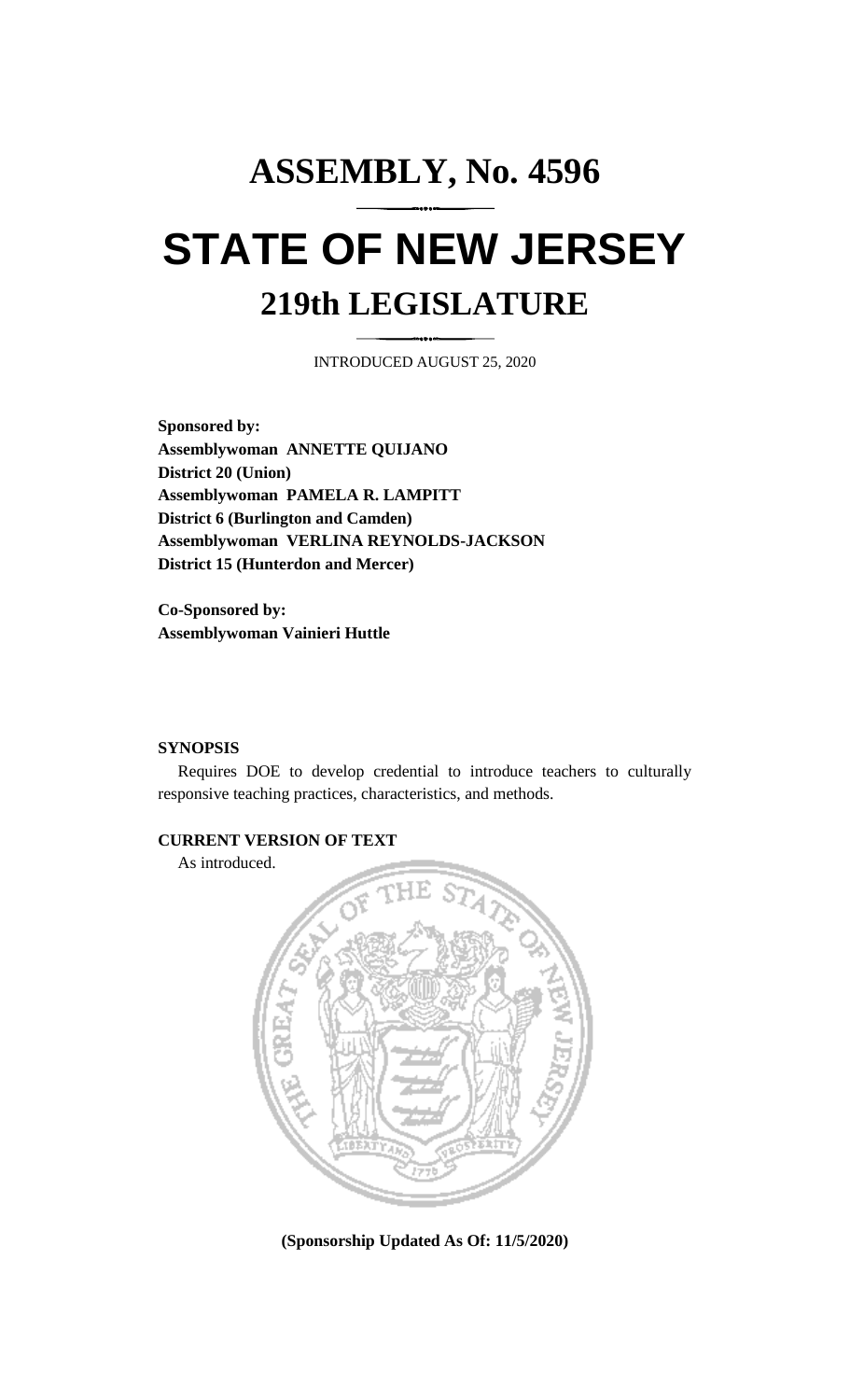# ASSEMBLY, No. 4596

# STATE OF NEW JERSEY

## 219th LEGISLATURE

INTRODUCED AUGUST 25, 2020

**Sponsored by:**
**Assemblywoman ANNETTE QUIJANO**
**District 20 (Union)**
**Assemblywoman PAMELA R. LAMPITT**
**District 6 (Burlington and Camden)**
**Assemblywoman VERLINA REYNOLDS-JACKSON**
**District 15 (Hunterdon and Mercer)**

**Co-Sponsored by:**
**Assemblywoman Vainieri Huttle**

**SYNOPSIS**

Requires DOE to develop credential to introduce teachers to culturally responsive teaching practices, characteristics, and methods.

**CURRENT VERSION OF TEXT**

As introduced.

**(Sponsorship Updated As Of: 11/5/2020)**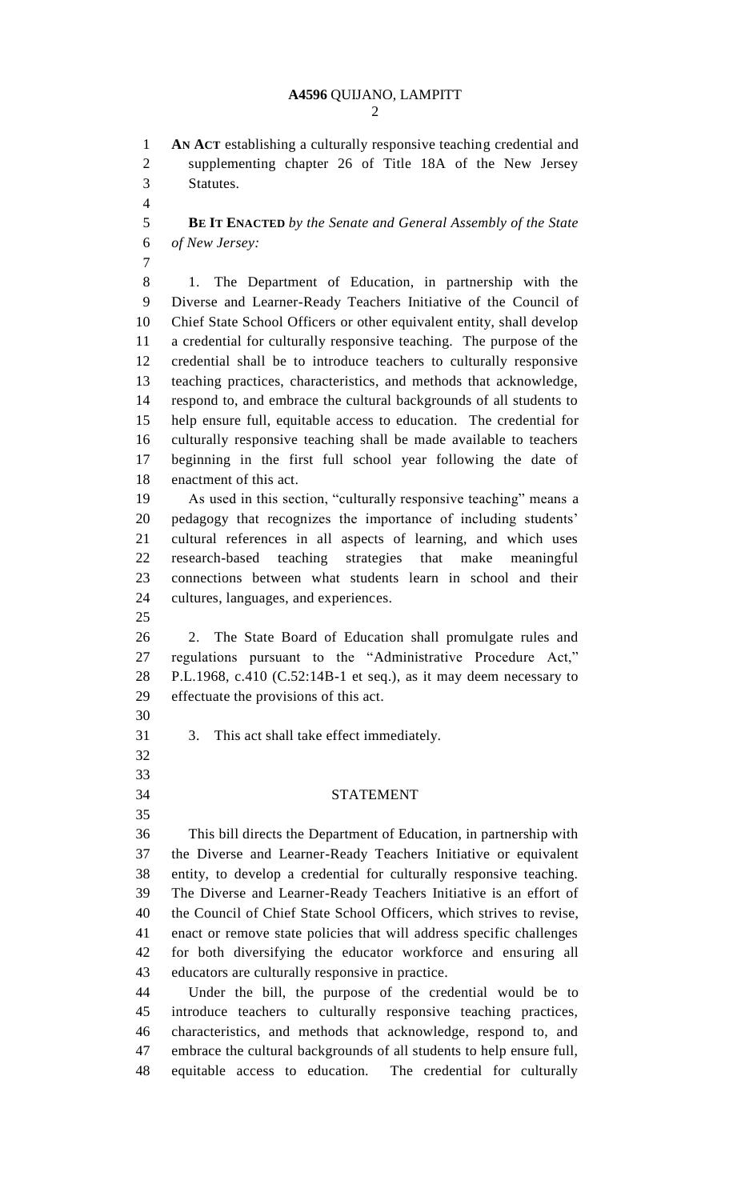**AN ACT** establishing a culturally responsive teaching credential and supplementing chapter 26 of Title 18A of the New Jersey Statutes.

**BE IT ENACTED** *by the Senate and General Assembly of the State of New Jersey:*

1. The Department of Education, in partnership with the Diverse and Learner-Ready Teachers Initiative of the Council of Chief State School Officers or other equivalent entity, shall develop a credential for culturally responsive teaching. The purpose of the credential shall be to introduce teachers to culturally responsive teaching practices, characteristics, and methods that acknowledge, respond to, and embrace the cultural backgrounds of all students to help ensure full, equitable access to education. The credential for culturally responsive teaching shall be made available to teachers beginning in the first full school year following the date of enactment of this act.

As used in this section, "culturally responsive teaching" means a pedagogy that recognizes the importance of including students' cultural references in all aspects of learning, and which uses research-based teaching strategies that make meaningful connections between what students learn in school and their cultures, languages, and experiences.

2. The State Board of Education shall promulgate rules and regulations pursuant to the "Administrative Procedure Act," P.L.1968, c.410 (C.52:14B-1 et seq.), as it may deem necessary to effectuate the provisions of this act.

3. This act shall take effect immediately.

## STATEMENT

This bill directs the Department of Education, in partnership with the Diverse and Learner-Ready Teachers Initiative or equivalent entity, to develop a credential for culturally responsive teaching. The Diverse and Learner-Ready Teachers Initiative is an effort of the Council of Chief State School Officers, which strives to revise, enact or remove state policies that will address specific challenges for both diversifying the educator workforce and ensuring all educators are culturally responsive in practice.

Under the bill, the purpose of the credential would be to introduce teachers to culturally responsive teaching practices, characteristics, and methods that acknowledge, respond to, and embrace the cultural backgrounds of all students to help ensure full, equitable access to education. The credential for culturally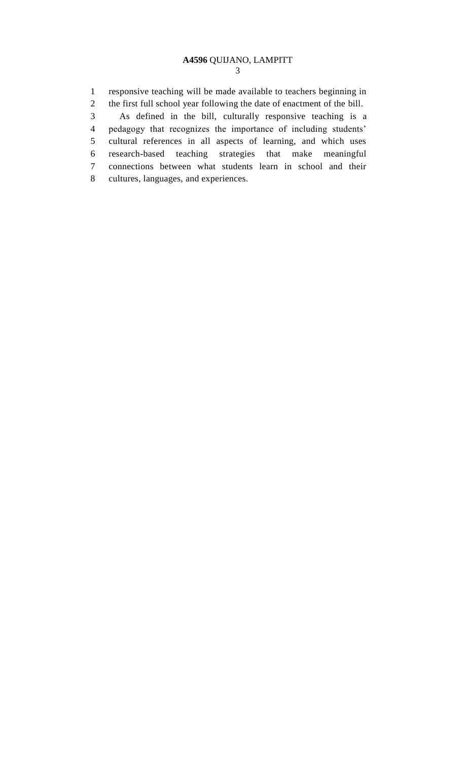responsive teaching will be made available to teachers beginning in the first full school year following the date of enactment of the bill.

As defined in the bill, culturally responsive teaching is a pedagogy that recognizes the importance of including students' cultural references in all aspects of learning, and which uses research-based teaching strategies that make meaningful connections between what students learn in school and their cultures, languages, and experiences.